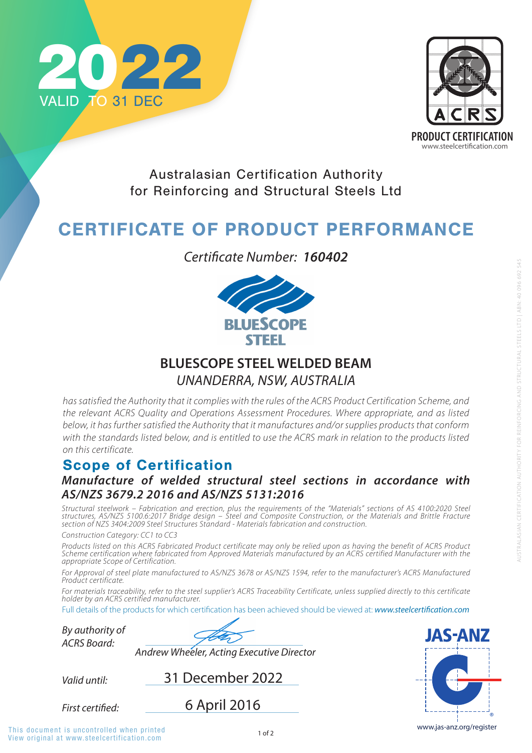2022

VALID TO 31 DEC

ACRS

PRODUCT CERTIFICATION

www.steelcertification.com

Australasian Certification Authority
for Reinforcing and Structural Steels Ltd

# CERTIFICATE OF PRODUCT PERFORMANCE

*Certificate Number:* ***160402***

BLUESCOPE STEEL

## BLUESCOPE STEEL WELDED BEAM

*UNANDERRA, NSW, AUSTRALIA*

*has satisfied the Authority that it complies with the rules of the ACRS Product Certification Scheme, and the relevant ACRS Quality and Operations Assessment Procedures. Where appropriate, and as listed below, it has further satisfied the Authority that it manufactures and/or supplies products that conform with the standards listed below, and is entitled to use the ACRS mark in relation to the products listed on this certificate.*

## Scope of Certification

***Manufacture of welded structural steel sections in accordance with AS/NZS 3679.2 2016 and AS/NZS 5131:2016***

*Structural steelwork – Fabrication and erection, plus the requirements of the "Materials" sections of AS 4100:2020 Steel structures, AS/NZS 5100.6:2017 Bridge design – Steel and Composite Construction, or the Materials and Brittle Fracture section of NZS 3404:2009 Steel Structures Standard - Materials fabrication and construction.*

*Construction Category: CC1 to CC3*

*Products listed on this ACRS Fabricated Product certificate may only be relied upon as having the benefit of ACRS Product Scheme certification where fabricated from Approved Materials manufactured by an ACRS certified Manufacturer with the appropriate Scope of Certification.*

*For Approval of steel plate manufactured to AS/NZS 3678 or AS/NZS 1594, refer to the manufacturer's ACRS Manufactured Product certificate.*

*For materials traceability, refer to the steel supplier's ACRS Traceability Certificate, unless supplied directly to this certificate holder by an ACRS certified manufacturer.*

Full details of the products for which certification has been achieved should be viewed at: ***www.steelcertification.com***

*By authority of ACRS Board:*

*Andrew Wheeler, Acting Executive Director*

*Valid until:* 31 December 2022

*First certified:* 6 April 2016

JAS-ANZ

www.jas-anz.org/register

AUSTRALASIAN CERTIFICATION AUTHORITY FOR REINFORCING AND STRUCTURAL STEELS LTD | ABN: 40 096 692 545

This document is uncontrolled when printed
View original at www.steelcertification.com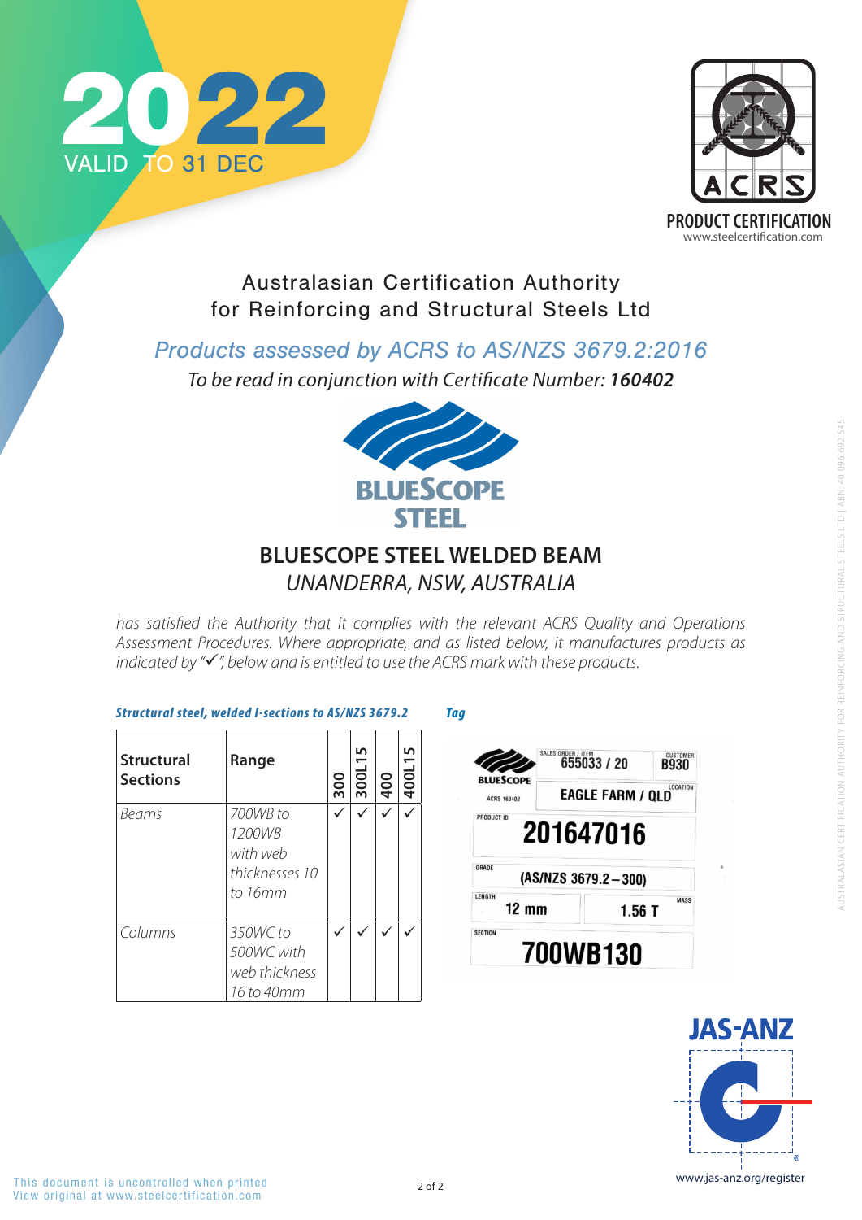2022
VALID TO 31 DEC

ACRS
PRODUCT CERTIFICATION
www.steelcertification.com

Australasian Certification Authority
for Reinforcing and Structural Steels Ltd

*Products assessed by ACRS to AS/NZS 3679.2:2016*

*To be read in conjunction with Certificate Number: **160402***

BLUESCOPE STEEL

## BLUESCOPE STEEL WELDED BEAM

*UNANDERRA, NSW, AUSTRALIA*

*has satisfied the Authority that it complies with the relevant ACRS Quality and Operations Assessment Procedures. Where appropriate, and as listed below, it manufactures products as indicated by "✓", below and is entitled to use the ACRS mark with these products.*

***Structural steel, welded I-sections to AS/NZS 3679.2***

| Structural Sections | Range | 300 | 300L15 | 400 | 400L15 |
|---|---|---|---|---|---|
| *Beams* | *700WB to 1200WB with web thicknesses 10 to 16mm* | ✓ | ✓ | ✓ | ✓ |
| *Columns* | *350WC to 500WC with web thickness 16 to 40mm* | ✓ | ✓ | ✓ | ✓ |

***Tag***

BLUESCOPE
ACRS 160402
SALES ORDER / ITEM 655033 / 20
CUSTOMER B930
LOCATION EAGLE FARM / QLD
PRODUCT ID 201647016
GRADE (AS/NZS 3679.2 – 300)
LENGTH 12 mm
MASS 1.56 T
SECTION 700WB130

AUSTRALASIAN CERTIFICATION AUTHORITY FOR REINFORCING AND STRUCTURAL STEELS LTD | ABN: 40 096 692 545

JAS-ANZ
www.jas-anz.org/register

This document is uncontrolled when printed
View original at www.steelcertification.com